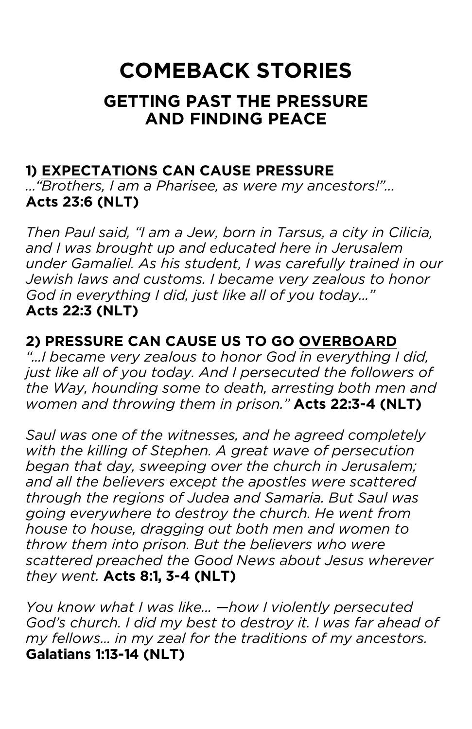# COMEBACK STORIES

## GETTING PAST THE PRESSURE AND FINDING PEACE

### 1) EXPECTATIONS CAN CAUSE PRESSURE

*…"Brothers, I am a Pharisee, as were my ancestors!"…*
**Acts 23:6 (NLT)**

*Then Paul said, "I am a Jew, born in Tarsus, a city in Cilicia, and I was brought up and educated here in Jerusalem under Gamaliel. As his student, I was carefully trained in our Jewish laws and customs. I became very zealous to honor God in everything I did, just like all of you today…"*
**Acts 22:3 (NLT)**

### 2) PRESSURE CAN CAUSE US TO GO OVERBOARD

*"…I became very zealous to honor God in everything I did, just like all of you today. And I persecuted the followers of the Way, hounding some to death, arresting both men and women and throwing them in prison."* **Acts 22:3-4 (NLT)**

*Saul was one of the witnesses, and he agreed completely with the killing of Stephen. A great wave of persecution began that day, sweeping over the church in Jerusalem; and all the believers except the apostles were scattered through the regions of Judea and Samaria. But Saul was going everywhere to destroy the church. He went from house to house, dragging out both men and women to throw them into prison. But the believers who were scattered preached the Good News about Jesus wherever they went.* **Acts 8:1, 3-4 (NLT)**

*You know what I was like… —how I violently persecuted God's church. I did my best to destroy it. I was far ahead of my fellows… in my zeal for the traditions of my ancestors.*
**Galatians 1:13-14 (NLT)**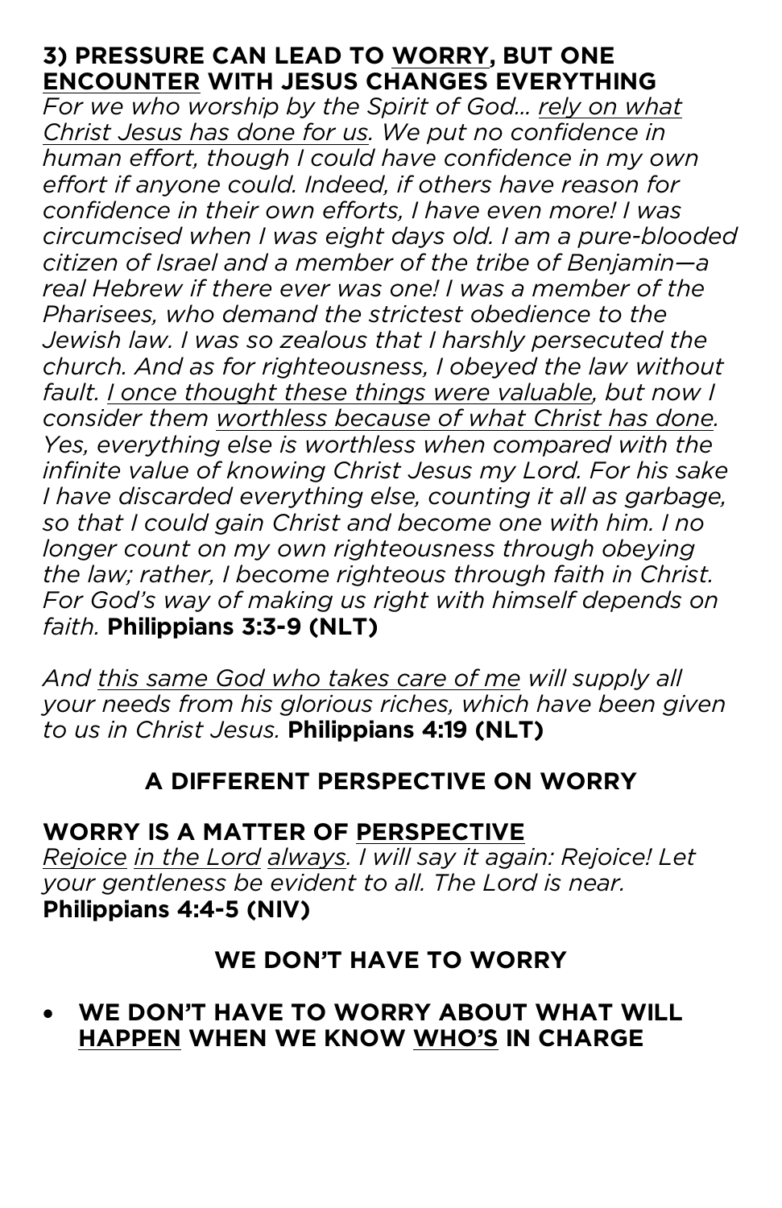### 3) PRESSURE CAN LEAD TO <u>WORRY</u>, BUT ONE <u>ENCOUNTER</u> WITH JESUS CHANGES EVERYTHING

*For we who worship by the Spirit of God… <u>rely on what Christ Jesus has done for us</u>. We put no confidence in human effort, though I could have confidence in my own effort if anyone could. Indeed, if others have reason for confidence in their own efforts, I have even more! I was circumcised when I was eight days old. I am a pure-blooded citizen of Israel and a member of the tribe of Benjamin—a real Hebrew if there ever was one! I was a member of the Pharisees, who demand the strictest obedience to the Jewish law. I was so zealous that I harshly persecuted the church. And as for righteousness, I obeyed the law without fault. <u>I once thought these things were valuable</u>, but now I consider them <u>worthless because of what Christ has done</u>. Yes, everything else is worthless when compared with the infinite value of knowing Christ Jesus my Lord. For his sake I have discarded everything else, counting it all as garbage, so that I could gain Christ and become one with him. I no longer count on my own righteousness through obeying the law; rather, I become righteous through faith in Christ. For God's way of making us right with himself depends on faith.* **Philippians 3:3-9 (NLT)**

*And <u>this same God who takes care of me</u> will supply all your needs from his glorious riches, which have been given to us in Christ Jesus.* **Philippians 4:19 (NLT)**

## A DIFFERENT PERSPECTIVE ON WORRY

### WORRY IS A MATTER OF <u>PERSPECTIVE</u>

*<u>Rejoice</u> <u>in the Lord</u> <u>always</u>. I will say it again: Rejoice! Let your gentleness be evident to all. The Lord is near.* **Philippians 4:4-5 (NIV)**

## WE DON'T HAVE TO WORRY

- **WE DON'T HAVE TO WORRY ABOUT WHAT WILL <u>HAPPEN</u> WHEN WE KNOW <u>WHO'S</u> IN CHARGE**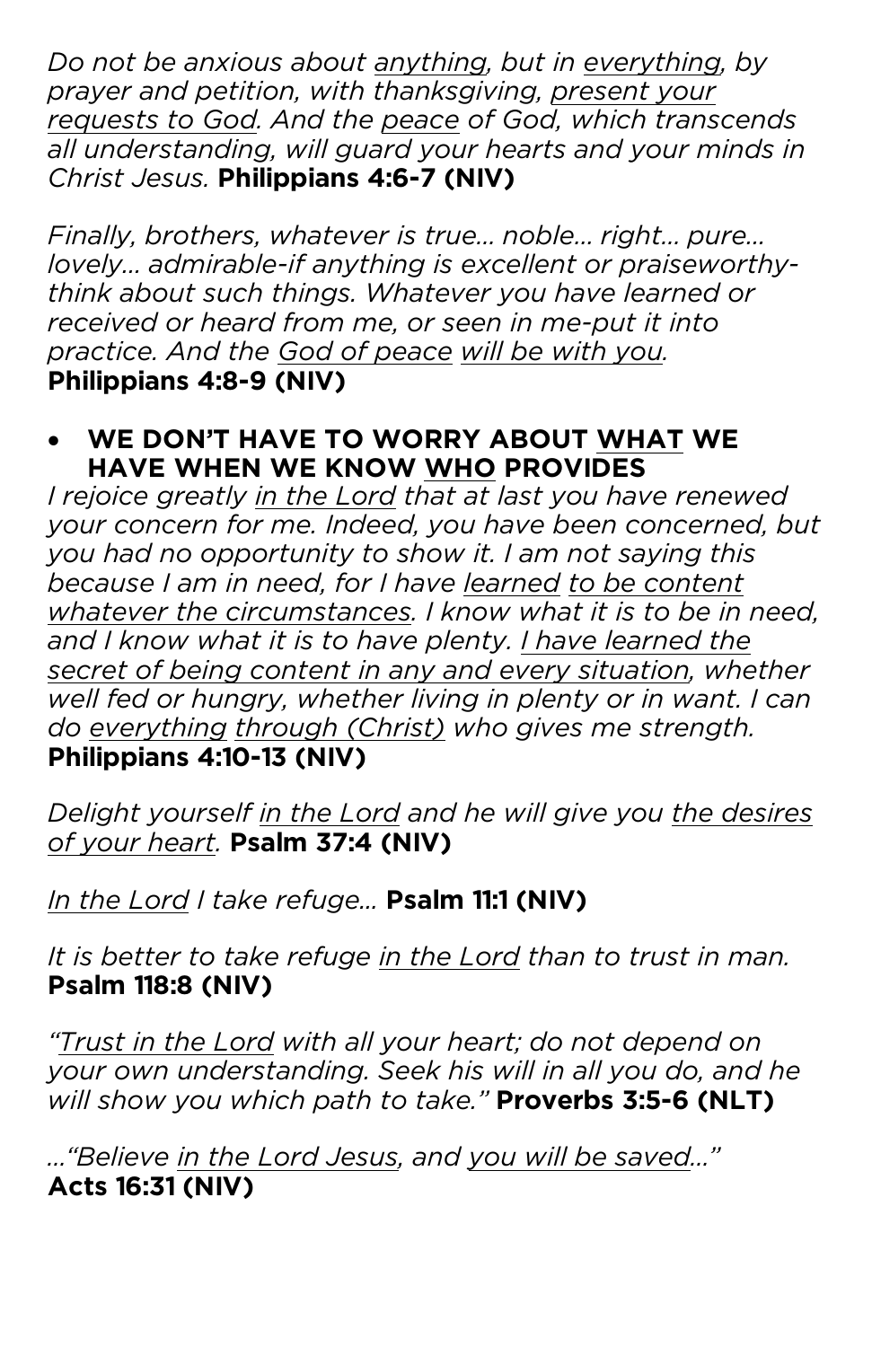*Do not be anxious about anything, but in everything, by prayer and petition, with thanksgiving, present your requests to God. And the peace of God, which transcends all understanding, will guard your hearts and your minds in Christ Jesus.* **Philippians 4:6-7 (NIV)**

*Finally, brothers, whatever is true… noble… right… pure… lovely… admirable-if anything is excellent or praiseworthy-think about such things. Whatever you have learned or received or heard from me, or seen in me-put it into practice. And the God of peace will be with you.* **Philippians 4:8-9 (NIV)**

- **WE DON'T HAVE TO WORRY ABOUT WHAT WE HAVE WHEN WE KNOW WHO PROVIDES**

*I rejoice greatly in the Lord that at last you have renewed your concern for me. Indeed, you have been concerned, but you had no opportunity to show it. I am not saying this because I am in need, for I have learned to be content whatever the circumstances. I know what it is to be in need, and I know what it is to have plenty. I have learned the secret of being content in any and every situation, whether well fed or hungry, whether living in plenty or in want. I can do everything through (Christ) who gives me strength.* **Philippians 4:10-13 (NIV)**

*Delight yourself in the Lord and he will give you the desires of your heart.* **Psalm 37:4 (NIV)**

*In the Lord I take refuge…* **Psalm 11:1 (NIV)**

*It is better to take refuge in the Lord than to trust in man.* **Psalm 118:8 (NIV)**

*"Trust in the Lord with all your heart; do not depend on your own understanding. Seek his will in all you do, and he will show you which path to take."* **Proverbs 3:5-6 (NLT)**

*…"Believe in the Lord Jesus, and you will be saved…"* **Acts 16:31 (NIV)**